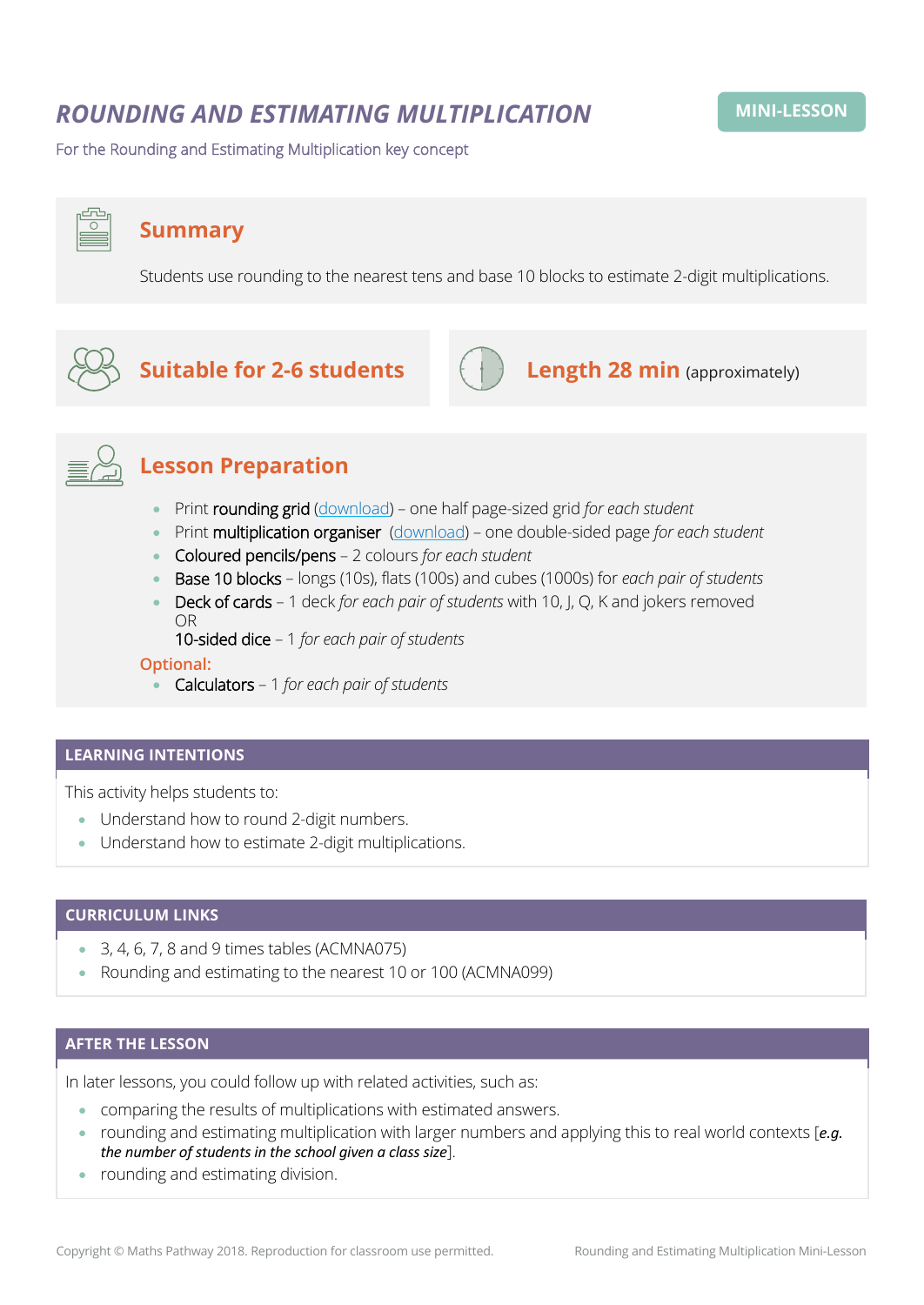# *ROUNDING AND ESTIMATING MULTIPLICATION*

**MINI-LESSON**

For the Rounding and Estimating Multiplication key concept

## Summary

Students use rounding to the nearest tens and base 10 blocks to estimate 2-digit multiplications.

## Suitable for 2-6 students

## Length 28 min (approximately)

## Lesson Preparation

- Print **rounding grid** (download) – one half page-sized grid *for each student*
- Print **multiplication organiser** (download) – one double-sided page *for each student*
- **Coloured pencils/pens** – 2 colours *for each student*
- **Base 10 blocks** – longs (10s), flats (100s) and cubes (1000s) for *each pair of students*
- **Deck of cards** – 1 deck *for each pair of students* with 10, J, Q, K and jokers removed
  OR
  **10-sided dice** – 1 *for each pair of students*

**Optional:**

- **Calculators** – 1 *for each pair of students*

## LEARNING INTENTIONS

This activity helps students to:

- Understand how to round 2-digit numbers.
- Understand how to estimate 2-digit multiplications.

## CURRICULUM LINKS

- 3, 4, 6, 7, 8 and 9 times tables (ACMNA075)
- Rounding and estimating to the nearest 10 or 100 (ACMNA099)

## AFTER THE LESSON

In later lessons, you could follow up with related activities, such as:

- comparing the results of multiplications with estimated answers.
- rounding and estimating multiplication with larger numbers and applying this to real world contexts [*e.g. the number of students in the school given a class size*].
- rounding and estimating division.

Copyright © Maths Pathway 2018. Reproduction for classroom use permitted.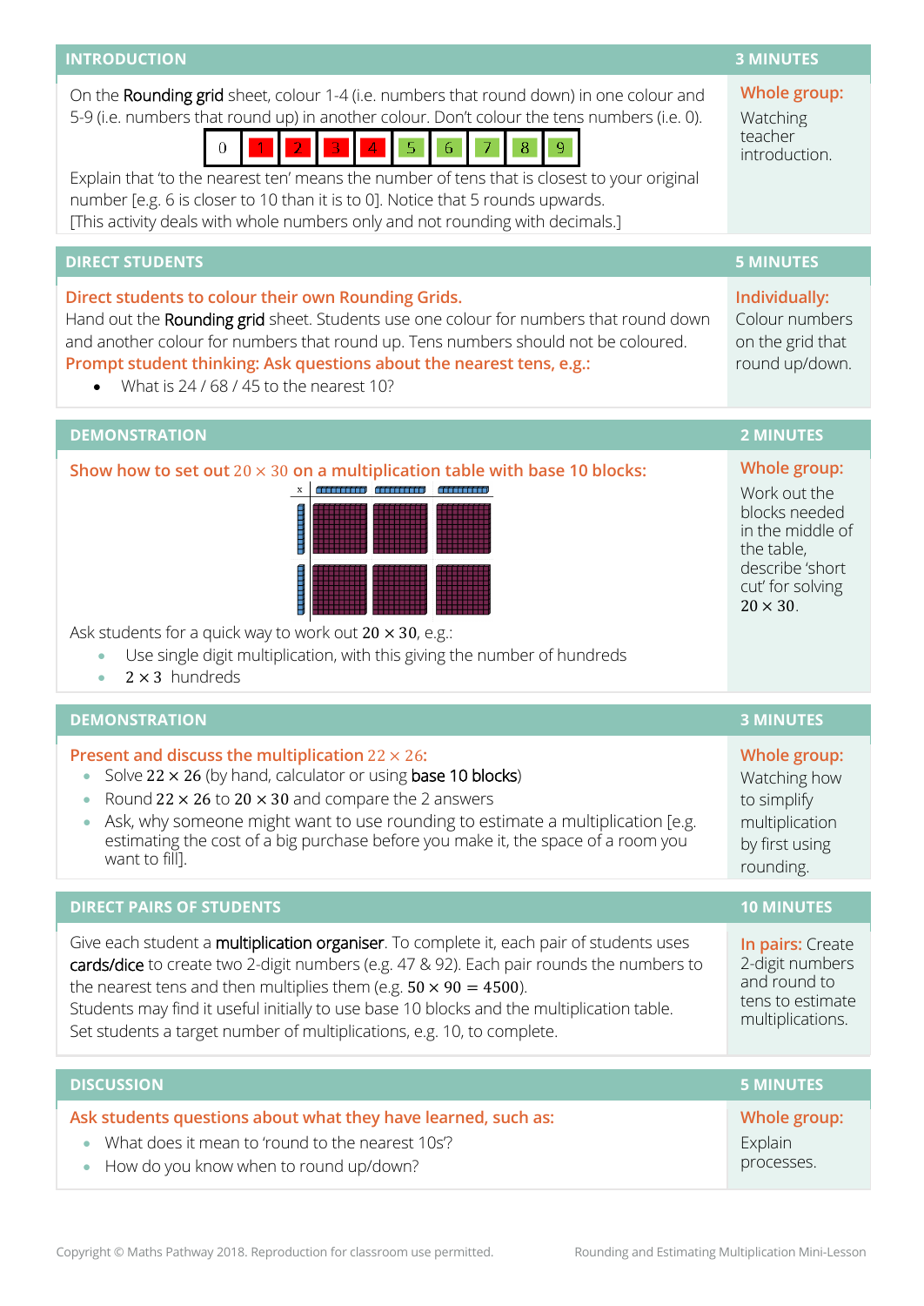## INTRODUCTION — 3 MINUTES

On the **Rounding grid** sheet, colour 1-4 (i.e. numbers that round down) in one colour and 5-9 (i.e. numbers that round up) in another colour. Don't colour the tens numbers (i.e. 0).

| | | | | | | | | | |
|---|---|---|---|---|---|---|---|---|---|
| 0 | 1 | 2 | 3 | 4 | 5 | 6 | 7 | 8 | 9 |

Explain that 'to the nearest ten' means the number of tens that is closest to your original number [e.g. 6 is closer to 10 than it is to 0]. Notice that 5 rounds upwards.
[This activity deals with whole numbers only and not rounding with decimals.]

**Whole group:** Watching teacher introduction.

## DIRECT STUDENTS — 5 MINUTES

**Direct students to colour their own Rounding Grids.**
Hand out the **Rounding grid** sheet. Students use one colour for numbers that round down and another colour for numbers that round up. Tens numbers should not be coloured.
**Prompt student thinking: Ask questions about the nearest tens, e.g.:**

- What is 24 / 68 / 45 to the nearest 10?

**Individually:** Colour numbers on the grid that round up/down.

## DEMONSTRATION — 2 MINUTES

**Show how to set out $20 \times 30$ on a multiplication table with base 10 blocks:**

x

Ask students for a quick way to work out $20 \times 30$, e.g.:

- Use single digit multiplication, with this giving the number of hundreds
- $2 \times 3$ hundreds

**Whole group:** Work out the blocks needed in the middle of the table, describe 'short cut' for solving $20 \times 30$.

## DEMONSTRATION — 3 MINUTES

**Present and discuss the multiplication $22 \times 26$:**

- Solve $22 \times 26$ (by hand, calculator or using **base 10 blocks**)
- Round $22 \times 26$ to $20 \times 30$ and compare the 2 answers
- Ask, why someone might want to use rounding to estimate a multiplication [e.g. estimating the cost of a big purchase before you make it, the space of a room you want to fill].

**Whole group:** Watching how to simplify multiplication by first using rounding.

## DIRECT PAIRS OF STUDENTS — 10 MINUTES

Give each student a **multiplication organiser**. To complete it, each pair of students uses **cards/dice** to create two 2-digit numbers (e.g. 47 & 92). Each pair rounds the numbers to the nearest tens and then multiplies them (e.g. $50 \times 90 = 4500$).
Students may find it useful initially to use base 10 blocks and the multiplication table.
Set students a target number of multiplications, e.g. 10, to complete.

**In pairs:** Create 2-digit numbers and round to tens to estimate multiplications.

## DISCUSSION — 5 MINUTES

**Ask students questions about what they have learned, such as:**

- What does it mean to 'round to the nearest 10s'?
- How do you know when to round up/down?

**Whole group:** Explain processes.

Copyright © Maths Pathway 2018. Reproduction for classroom use permitted.